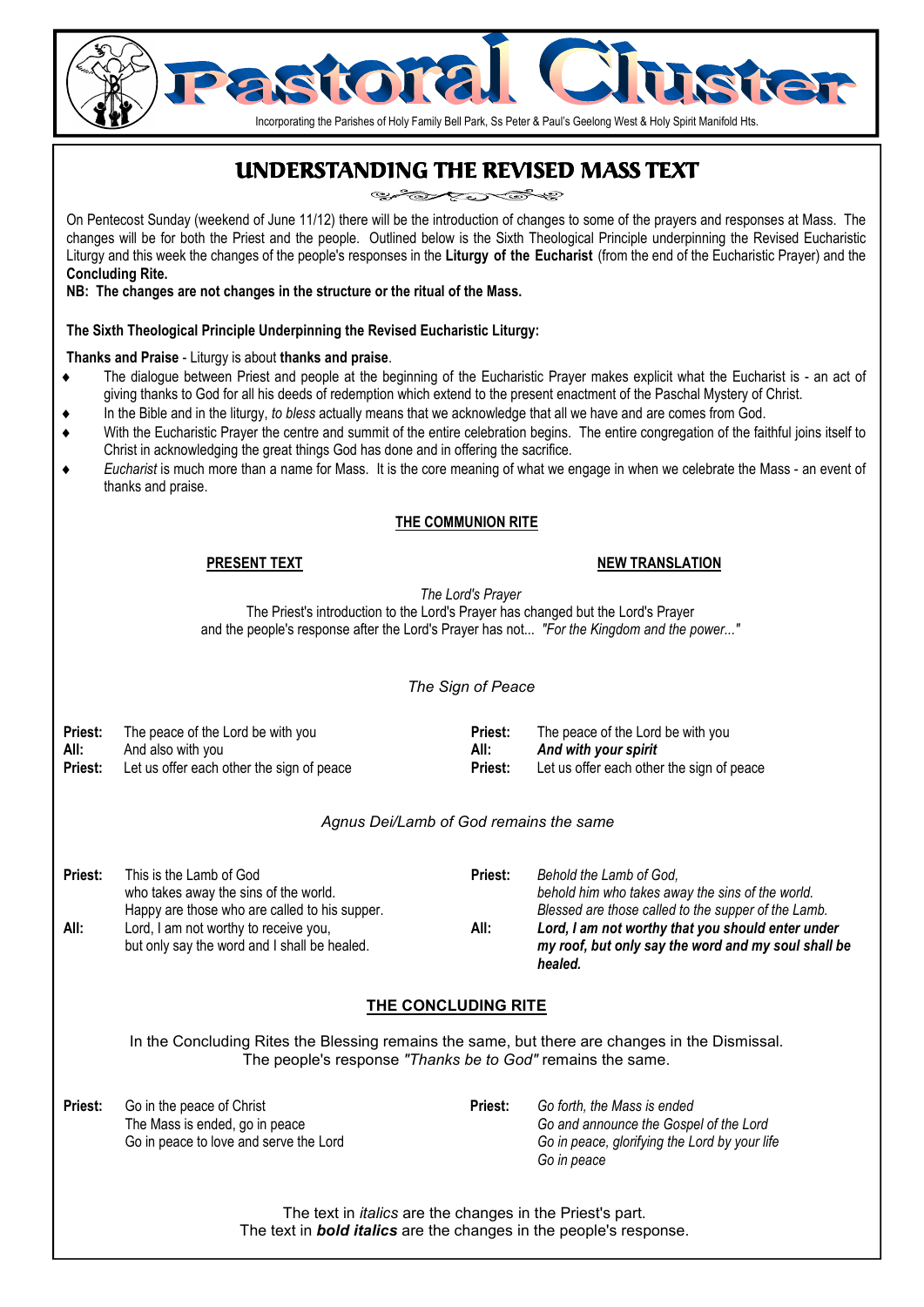# Pastoral Cluster

Incorporating the Parishes of Holy Family Bell Park, Ss Peter & Paul's Geelong West & Holy Spirit Manifold Hts.

## UNDERSTANDING THE REVISED MASS TEXT

On Pentecost Sunday (weekend of June 11/12) there will be the introduction of changes to some of the prayers and responses at Mass. The changes will be for both the Priest and the people. Outlined below is the Sixth Theological Principle underpinning the Revised Eucharistic Liturgy and this week the changes of the people's responses in the **Liturgy of the Eucharist** (from the end of the Eucharistic Prayer) and the **Concluding Rite.**

**NB: The changes are not changes in the structure or the ritual of the Mass.**

**The Sixth Theological Principle Underpinning the Revised Eucharistic Liturgy:**

**Thanks and Praise** - Liturgy is about **thanks and praise**.

- The dialogue between Priest and people at the beginning of the Eucharistic Prayer makes explicit what the Eucharist is - an act of giving thanks to God for all his deeds of redemption which extend to the present enactment of the Paschal Mystery of Christ.
- In the Bible and in the liturgy, *to bless* actually means that we acknowledge that all we have and are comes from God.
- With the Eucharistic Prayer the centre and summit of the entire celebration begins. The entire congregation of the faithful joins itself to Christ in acknowledging the great things God has done and in offering the sacrifice.
- *Eucharist* is much more than a name for Mass. It is the core meaning of what we engage in when we celebrate the Mass - an event of thanks and praise.

### THE COMMUNION RITE

| | **PRESENT TEXT** | | **NEW TRANSLATION** |
|---|---|---|---|

*The Lord's Prayer*

The Priest's introduction to the Lord's Prayer has changed but the Lord's Prayer and the people's response after the Lord's Prayer has not... *"For the Kingdom and the power..."*

*The Sign of Peace*

| | PRESENT TEXT | | NEW TRANSLATION |
|---|---|---|---|
| **Priest:** | The peace of the Lord be with you | **Priest:** | The peace of the Lord be with you |
| **All:** | And also with you | **All:** | ***And with your spirit*** |
| **Priest:** | Let us offer each other the sign of peace | **Priest:** | Let us offer each other the sign of peace |

*Agnus Dei/Lamb of God remains the same*

| | PRESENT TEXT | | NEW TRANSLATION |
|---|---|---|---|
| **Priest:** | This is the Lamb of God who takes away the sins of the world. Happy are those who are called to his supper. | **Priest:** | *Behold the Lamb of God, behold him who takes away the sins of the world. Blessed are those called to the supper of the Lamb.* |
| **All:** | Lord, I am not worthy to receive you, but only say the word and I shall be healed. | **All:** | ***Lord, I am not worthy that you should enter under my roof, but only say the word and my soul shall be healed.*** |

### THE CONCLUDING RITE

In the Concluding Rites the Blessing remains the same, but there are changes in the Dismissal. The people's response *"Thanks be to God"* remains the same.

| | PRESENT TEXT | | NEW TRANSLATION |
|---|---|---|---|
| **Priest:** | Go in the peace of Christ<br>The Mass is ended, go in peace<br>Go in peace to love and serve the Lord | **Priest:** | *Go forth, the Mass is ended*<br>*Go and announce the Gospel of the Lord*<br>*Go in peace, glorifying the Lord by your life*<br>*Go in peace* |

The text in *italics* are the changes in the Priest's part.
The text in ***bold italics*** are the changes in the people's response.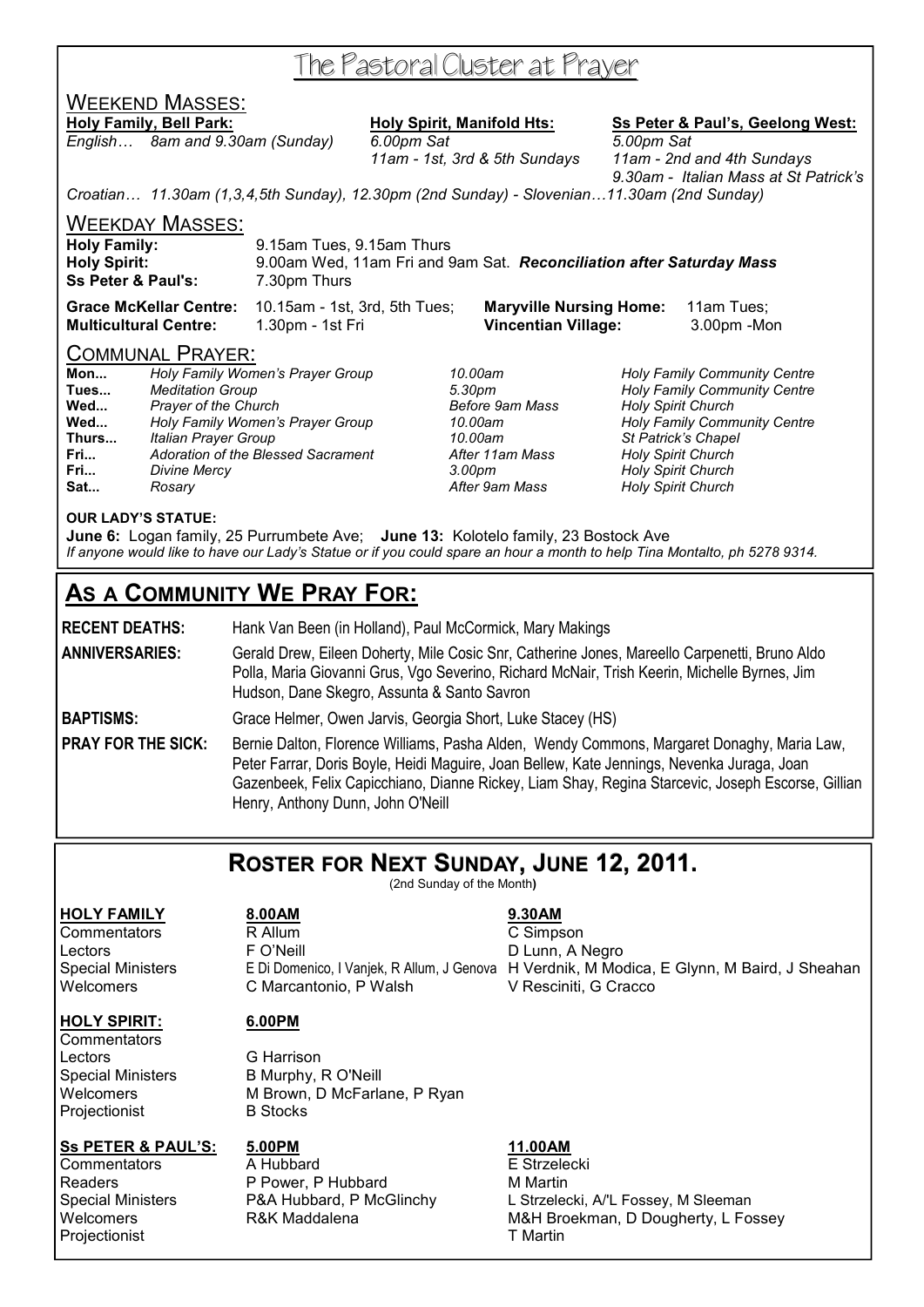# The Pastoral Cluster at Prayer

## Weekend Masses:

| **Holy Family, Bell Park:** | **Holy Spirit, Manifold Hts:** | **Ss Peter & Paul's, Geelong West:** |
|---|---|---|
| *English… 8am and 9.30am (Sunday)* | *6.00pm Sat* | *5.00pm Sat* |
| | *11am - 1st, 3rd & 5th Sundays* | *11am - 2nd and 4th Sundays* |
| | | *9.30am - Italian Mass at St Patrick's* |

*Croatian… 11.30am (1,3,4,5th Sunday), 12.30pm (2nd Sunday) - Slovenian…11.30am (2nd Sunday)*

## Weekday Masses:

**Holy Family:** 9.15am Tues, 9.15am Thurs
**Holy Spirit:** 9.00am Wed, 11am Fri and 9am Sat. ***Reconciliation after Saturday Mass***
**Ss Peter & Paul's:** 7.30pm Thurs

**Grace McKellar Centre:** 10.15am - 1st, 3rd, 5th Tues; **Maryville Nursing Home:** 11am Tues;
**Multicultural Centre:** 1.30pm - 1st Fri **Vincentian Village:** 3.00pm -Mon

## Communal Prayer:

| | | | |
|---|---|---|---|
| **Mon...** | *Holy Family Women's Prayer Group* | *10.00am* | *Holy Family Community Centre* |
| **Tues...** | *Meditation Group* | *5.30pm* | *Holy Family Community Centre* |
| **Wed...** | *Prayer of the Church* | *Before 9am Mass* | *Holy Spirit Church* |
| **Wed...** | *Holy Family Women's Prayer Group* | *10.00am* | *Holy Family Community Centre* |
| **Thurs...** | *Italian Prayer Group* | *10.00am* | *St Patrick's Chapel* |
| **Fri...** | *Adoration of the Blessed Sacrament* | *After 11am Mass* | *Holy Spirit Church* |
| **Fri...** | *Divine Mercy* | *3.00pm* | *Holy Spirit Church* |
| **Sat...** | *Rosary* | *After 9am Mass* | *Holy Spirit Church* |

**OUR LADY'S STATUE:**

**June 6:** Logan family, 25 Purrumbete Ave; **June 13:** Kolotelo family, 23 Bostock Ave
*If anyone would like to have our Lady's Statue or if you could spare an hour a month to help Tina Montalto, ph 5278 9314.*

# As a Community We Pray For:

**RECENT DEATHS:** Hank Van Been (in Holland), Paul McCormick, Mary Makings

**ANNIVERSARIES:** Gerald Drew, Eileen Doherty, Mile Cosic Snr, Catherine Jones, Mareello Carpenetti, Bruno Aldo Polla, Maria Giovanni Grus, Vgo Severino, Richard McNair, Trish Keerin, Michelle Byrnes, Jim Hudson, Dane Skegro, Assunta & Santo Savron

**BAPTISMS:** Grace Helmer, Owen Jarvis, Georgia Short, Luke Stacey (HS)

**PRAY FOR THE SICK:** Bernie Dalton, Florence Williams, Pasha Alden, Wendy Commons, Margaret Donaghy, Maria Law, Peter Farrar, Doris Boyle, Heidi Maguire, Joan Bellew, Kate Jennings, Nevenka Juraga, Joan Gazenbeek, Felix Capicchiano, Dianne Rickey, Liam Shay, Regina Starcevic, Joseph Escorse, Gillian Henry, Anthony Dunn, John O'Neill

# Roster for Next Sunday, June 12, 2011.

(2nd Sunday of the Month)

| **HOLY FAMILY** | **8.00AM** | **9.30AM** |
|---|---|---|
| Commentators | R Allum | C Simpson |
| Lectors | F O'Neill | D Lunn, A Negro |
| Special Ministers | E Di Domenico, I Vanjek, R Allum, J Genova | H Verdnik, M Modica, E Glynn, M Baird, J Sheahan |
| Welcomers | C Marcantonio, P Walsh | V Resciniti, G Cracco |

| **HOLY SPIRIT:** | **6.00PM** |
|---|---|
| Commentators | |
| Lectors | G Harrison |
| Special Ministers | B Murphy, R O'Neill |
| Welcomers | M Brown, D McFarlane, P Ryan |
| Projectionist | B Stocks |

| **Ss PETER & PAUL'S:** | **5.00PM** | **11.00AM** |
|---|---|---|
| Commentators | A Hubbard | E Strzelecki |
| Readers | P Power, P Hubbard | M Martin |
| Special Ministers | P&A Hubbard, P McGlinchy | L Strzelecki, A/'L Fossey, M Sleeman |
| Welcomers | R&K Maddalena | M&H Broekman, D Dougherty, L Fossey |
| Projectionist | | T Martin |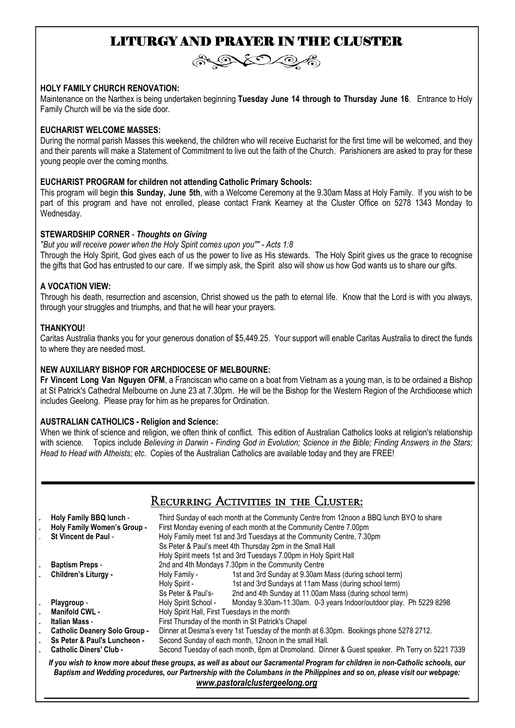# LITURGY AND PRAYER IN THE CLUSTER

**HOLY FAMILY CHURCH RENOVATION:**
Maintenance on the Narthex is being undertaken beginning **Tuesday June 14 through to Thursday June 16**. Entrance to Holy Family Church will be via the side door.

**EUCHARIST WELCOME MASSES:**
During the normal parish Masses this weekend, the children who will receive Eucharist for the first time will be welcomed, and they and their parents will make a Statement of Commitment to live out the faith of the Church. Parishioners are asked to pray for these young people over the coming months.

**EUCHARIST PROGRAM for children not attending Catholic Primary Schools:**
This program will begin **this Sunday, June 5th**, with a Welcome Ceremony at the 9.30am Mass at Holy Family. If you wish to be part of this program and have not enrolled, please contact Frank Kearney at the Cluster Office on 5278 1343 Monday to Wednesday.

**STEWARDSHIP CORNER** - ***Thoughts on Giving***
*"But you will receive power when the Holy Spirit comes upon you"" - Acts 1:8*
Through the Holy Spirit, God gives each of us the power to live as His stewards. The Holy Spirit gives us the grace to recognise the gifts that God has entrusted to our care. If we simply ask, the Spirit also will show us how God wants us to share our gifts.

**A VOCATION VIEW:**
Through his death, resurrection and ascension, Christ showed us the path to eternal life. Know that the Lord is with you always, through your struggles and triumphs, and that he will hear your prayers.

**THANKYOU!**
Caritas Australia thanks you for your generous donation of $5,449.25. Your support will enable Caritas Australia to direct the funds to where they are needed most.

**NEW AUXILIARY BISHOP FOR ARCHDIOCESE OF MELBOURNE:**
**Fr Vincent Long Van Nguyen OFM**, a Franciscan who came on a boat from Vietnam as a young man, is to be ordained a Bishop at St Patrick's Cathedral Melbourne on June 23 at 7.30pm. He will be the Bishop for the Western Region of the Archdiocese which includes Geelong. Please pray for him as he prepares for Ordination.

**AUSTRALIAN CATHOLICS - Religion and Science:**
When we think of science and religion, we often think of conflict. This edition of Australian Catholics looks at religion's relationship with science. Topics include *Believing in Darwin - Finding God in Evolution; Science in the Bible; Finding Answers in the Stars; Head to Head with Atheists; etc.* Copies of the Australian Catholics are available today and they are FREE!

## Recurring Activities in the Cluster:

- **Holy Family BBQ lunch** - Third Sunday of each month at the Community Centre from 12noon a BBQ lunch BYO to share
- **Holy Family Women's Group** - First Monday evening of each month at the Community Centre 7.00pm
- **St Vincent de Paul** - Holy Family meet 1st and 3rd Tuesdays at the Community Centre, 7.30pm
  Ss Peter & Paul's meet 4th Thursday 2pm in the Small Hall
  Holy Spirit meets 1st and 3rd Tuesdays 7.00pm in Holy Spirit Hall
- **Baptism Preps** - 2nd and 4th Mondays 7.30pm in the Community Centre
- **Children's Liturgy** -
  Holy Family - 1st and 3rd Sunday at 9.30am Mass (during school term)
  Holy Spirit - 1st and 3rd Sundays at 11am Mass (during school term)
  Ss Peter & Paul's- 2nd and 4th Sunday at 11.00am Mass (during school term)
- **Playgroup** - Holy Spirit School - Monday 9.30am-11.30am. 0-3 years Indoor/outdoor play. Ph 5229 8298
- **Manifold CWL** - Holy Spirit Hall, First Tuesdays in the month
- **Italian Mass** - First Thursday of the month in St Patrick's Chapel
- **Catholic Deanery Solo Group** - Dinner at Desma's every 1st Tuesday of the month at 6.30pm. Bookings phone 5278 2712.
- **Ss Peter & Paul's Luncheon** - Second Sunday of each month, 12noon in the small Hall.
- **Catholic Diners' Club** - Second Tuesday of each month, 6pm at Dromoland. Dinner & Guest speaker. Ph Terry on 5221 7339

***If you wish to know more about these groups, as well as about our Sacramental Program for children in non-Catholic schools, our Baptism and Wedding procedures, our Partnership with the Columbans in the Philippines and so on, please visit our webpage:***
***www.pastoralclustergeelong.org***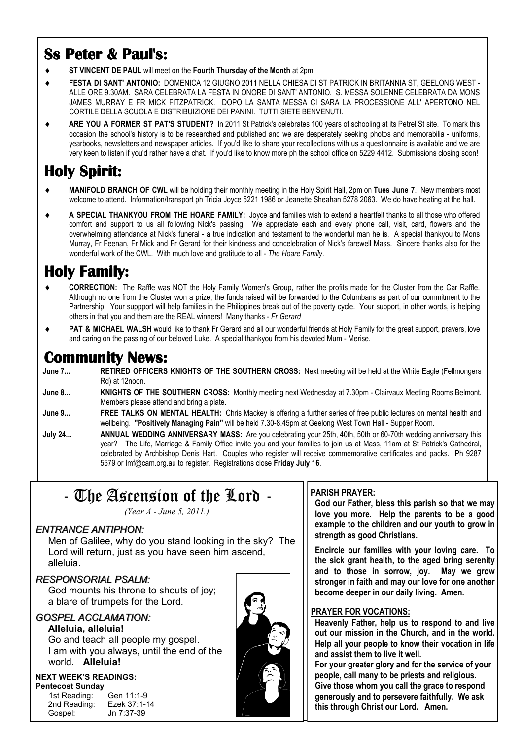## Ss Peter & Paul's:

- **ST VINCENT DE PAUL** will meet on the **Fourth Thursday of the Month** at 2pm.
- **FESTA DI SANT' ANTONIO:** DOMENICA 12 GIUGNO 2011 NELLA CHIESA DI ST PATRICK IN BRITANNIA ST, GEELONG WEST - ALLE ORE 9.30AM. SARA CELEBRATA LA FESTA IN ONORE DI SANT' ANTONIO. S. MESSA SOLENNE CELEBRATA DA MONS JAMES MURRAY E FR MICK FITZPATRICK. DOPO LA SANTA MESSA CI SARA LA PROCESSIONE ALL' APERTONO NEL CORTILE DELLA SCUOLA E DISTRIBUIZIONE DEI PANINI. TUTTI SIETE BENVENUTI.
- **ARE YOU A FORMER ST PAT'S STUDENT?** In 2011 St Patrick's celebrates 100 years of schooling at its Petrel St site. To mark this occasion the school's history is to be researched and published and we are desperately seeking photos and memorabilia - uniforms, yearbooks, newsletters and newspaper articles. If you'd like to share your recollections with us a questionnaire is available and we are very keen to listen if you'd rather have a chat. If you'd like to know more ph the school office on 5229 4412. Submissions closing soon!

## Holy Spirit:

- **MANIFOLD BRANCH OF CWL** will be holding their monthly meeting in the Holy Spirit Hall, 2pm on **Tues June 7**. New members most welcome to attend. Information/transport ph Tricia Joyce 5221 1986 or Jeanette Sheahan 5278 2063. We do have heating at the hall.
- **A SPECIAL THANKYOU FROM THE HOARE FAMILY:** Joyce and families wish to extend a heartfelt thanks to all those who offered comfort and support to us all following Nick's passing. We appreciate each and every phone call, visit, card, flowers and the overwhelming attendance at Nick's funeral - a true indication and testament to the wonderful man he is. A special thankyou to Mons Murray, Fr Feenan, Fr Mick and Fr Gerard for their kindness and concelebration of Nick's farewell Mass. Sincere thanks also for the wonderful work of the CWL. With much love and gratitude to all - *The Hoare Family*.

## Holy Family:

- **CORRECTION:** The Raffle was NOT the Holy Family Women's Group, rather the profits made for the Cluster from the Car Raffle. Although no one from the Cluster won a prize, the funds raised will be forwarded to the Columbans as part of our commitment to the Partnership. Your suppport will help families in the Philippines break out of the poverty cycle. Your support, in other words, is helping others in that you and them are the REAL winners! Many thanks - *Fr Gerard*
- **PAT & MICHAEL WALSH** would like to thank Fr Gerard and all our wonderful friends at Holy Family for the great support, prayers, love and caring on the passing of our beloved Luke. A special thankyou from his devoted Mum - Merise.

## Community News:

**June 7...** **RETIRED OFFICERS KNIGHTS OF THE SOUTHERN CROSS:** Next meeting will be held at the White Eagle (Fellmongers Rd) at 12noon.

**June 8...** **KNIGHTS OF THE SOUTHERN CROSS:** Monthly meeting next Wednesday at 7.30pm - Clairvaux Meeting Rooms Belmont. Members please attend and bring a plate.

**June 9...** **FREE TALKS ON MENTAL HEALTH:** Chris Mackey is offering a further series of free public lectures on mental health and wellbeing. **"Positively Managing Pain"** will be held 7.30-8.45pm at Geelong West Town Hall - Supper Room.

**July 24...** **ANNUAL WEDDING ANNIVERSARY MASS:** Are you celebrating your 25th, 40th, 50th or 60-70th wedding anniversary this year? The Life, Marriage & Family Office invite you and your families to join us at Mass, 11am at St Patrick's Cathedral, celebrated by Archbishop Denis Hart. Couples who register will receive commemorative certificates and packs. Ph 9287 5579 or lmf@cam.org.au to register. Registrations close **Friday July 16**.

# - The Ascension of the Lord -

*(Year A - June 5, 2011.)*

### *ENTRANCE ANTIPHON:*

Men of Galilee, why do you stand looking in the sky? The Lord will return, just as you have seen him ascend, alleluia.

### *RESPONSORIAL PSALM:*

God mounts his throne to shouts of joy;
a blare of trumpets for the Lord.

### *GOSPEL ACCLAMATION:*

**Alleluia, alleluia!**
Go and teach all people my gospel.
I am with you always, until the end of the world. **Alleluia!**

**NEXT WEEK'S READINGS:**
**Pentecost Sunday**

| | |
|---|---|
| 1st Reading: | Gen 11:1-9 |
| 2nd Reading: | Ezek 37:1-14 |
| Gospel: | Jn 7:37-39 |

**PARISH PRAYER:**

**God our Father, bless this parish so that we may love you more. Help the parents to be a good example to the children and our youth to grow in strength as good Christians.**

**Encircle our families with your loving care. To the sick grant health, to the aged bring serenity and to those in sorrow, joy. May we grow stronger in faith and may our love for one another become deeper in our daily living. Amen.**

**PRAYER FOR VOCATIONS:**

**Heavenly Father, help us to respond to and live out our mission in the Church, and in the world. Help all your people to know their vocation in life and assist them to live it well.**
**For your greater glory and for the service of your people, call many to be priests and religious.**
**Give those whom you call the grace to respond generously and to persevere faithfully. We ask this through Christ our Lord. Amen.**